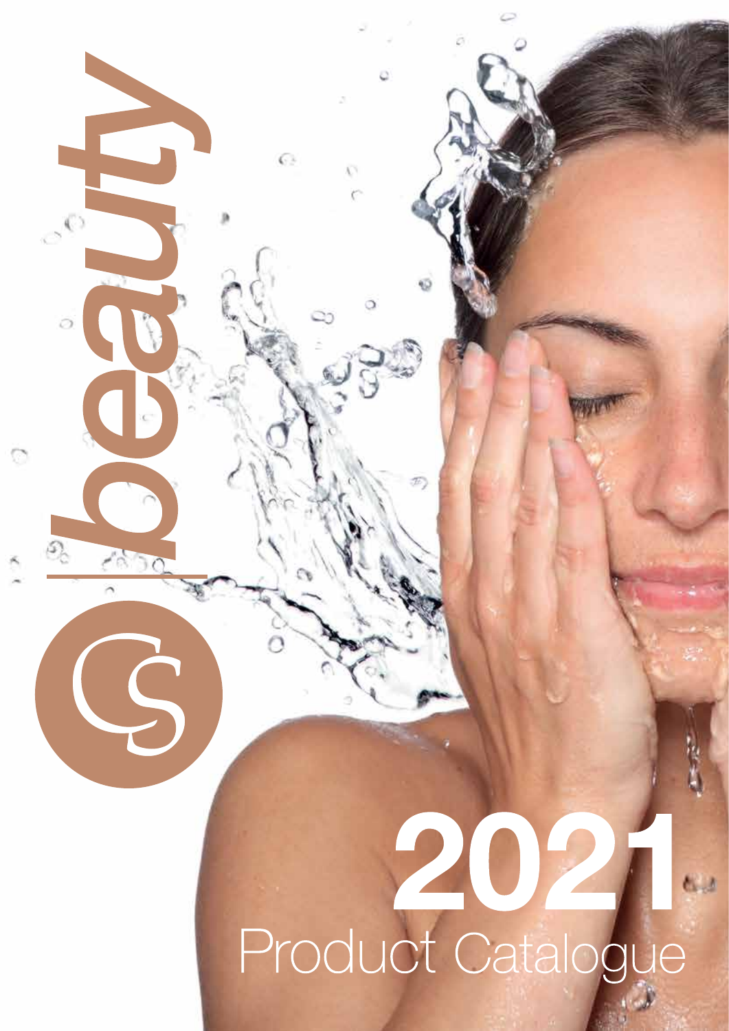CS beauty

# 2021

## Product Catalogue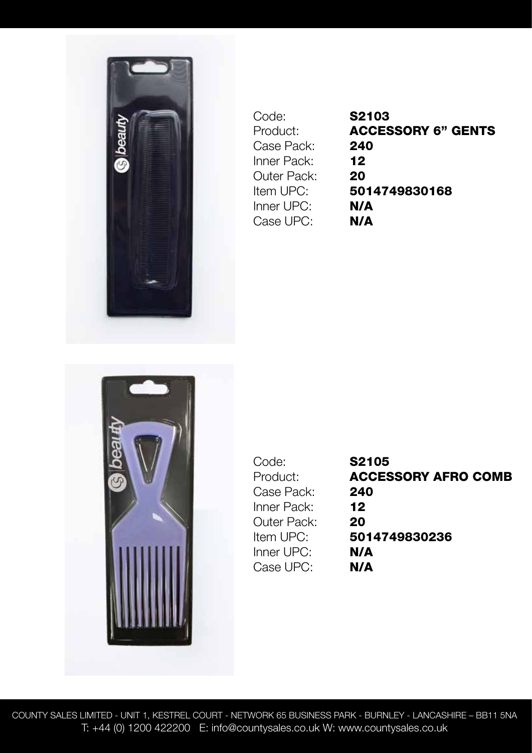| Code: | **S2103** |
| --- | --- |
| Product: | **ACCESSORY 6" GENTS** |
| Case Pack: | **240** |
| Inner Pack: | **12** |
| Outer Pack: | **20** |
| Item UPC: | **5014749830168** |
| Inner UPC: | **N/A** |
| Case UPC: | **N/A** |

| Code: | **S2105** |
| --- | --- |
| Product: | **ACCESSORY AFRO COMB** |
| Case Pack: | **240** |
| Inner Pack: | **12** |
| Outer Pack: | **20** |
| Item UPC: | **5014749830236** |
| Inner UPC: | **N/A** |
| Case UPC: | **N/A** |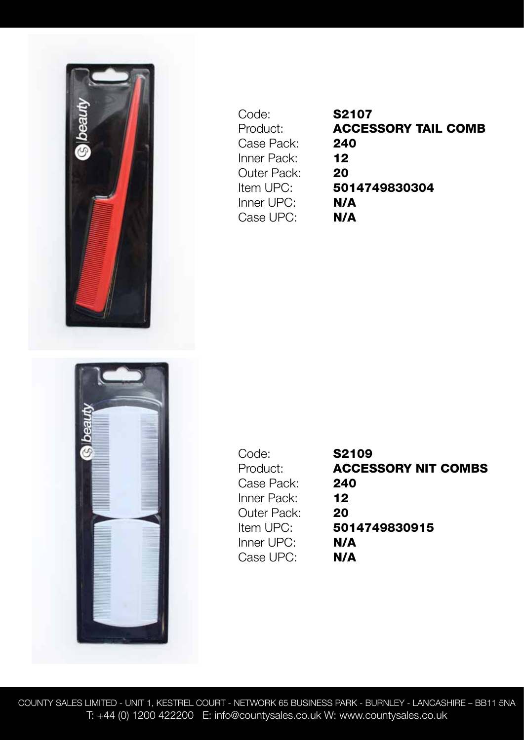| | |
|---|---|
| Code: | **S2107** |
| Product: | **ACCESSORY TAIL COMB** |
| Case Pack: | **240** |
| Inner Pack: | **12** |
| Outer Pack: | **20** |
| Item UPC: | **5014749830304** |
| Inner UPC: | **N/A** |
| Case UPC: | **N/A** |

| | |
|---|---|
| Code: | **S2109** |
| Product: | **ACCESSORY NIT COMBS** |
| Case Pack: | **240** |
| Inner Pack: | **12** |
| Outer Pack: | **20** |
| Item UPC: | **5014749830915** |
| Inner UPC: | **N/A** |
| Case UPC: | **N/A** |

COUNTY SALES LIMITED - UNIT 1, KESTREL COURT - NETWORK 65 BUSINESS PARK - BURNLEY - LANCASHIRE – BB11 5NA
T: +44 (0) 1200 422200 E: info@countysales.co.uk W: www.countysales.co.uk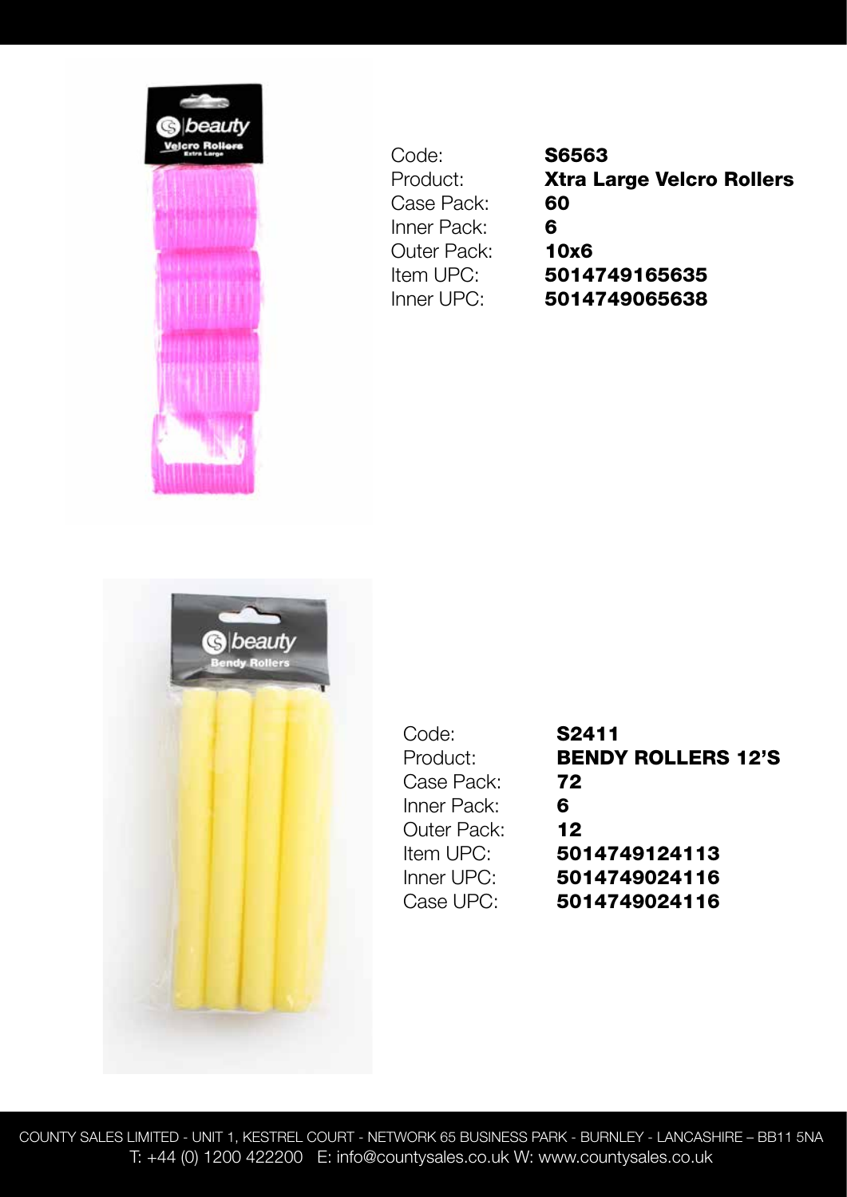| | |
|---|---|
| Code: | **S6563** |
| Product: | **Xtra Large Velcro Rollers** |
| Case Pack: | **60** |
| Inner Pack: | **6** |
| Outer Pack: | **10x6** |
| Item UPC: | **5014749165635** |
| Inner UPC: | **5014749065638** |

| | |
|---|---|
| Code: | **S2411** |
| Product: | **BENDY ROLLERS 12'S** |
| Case Pack: | **72** |
| Inner Pack: | **6** |
| Outer Pack: | **12** |
| Item UPC: | **5014749124113** |
| Inner UPC: | **5014749024116** |
| Case UPC: | **5014749024116** |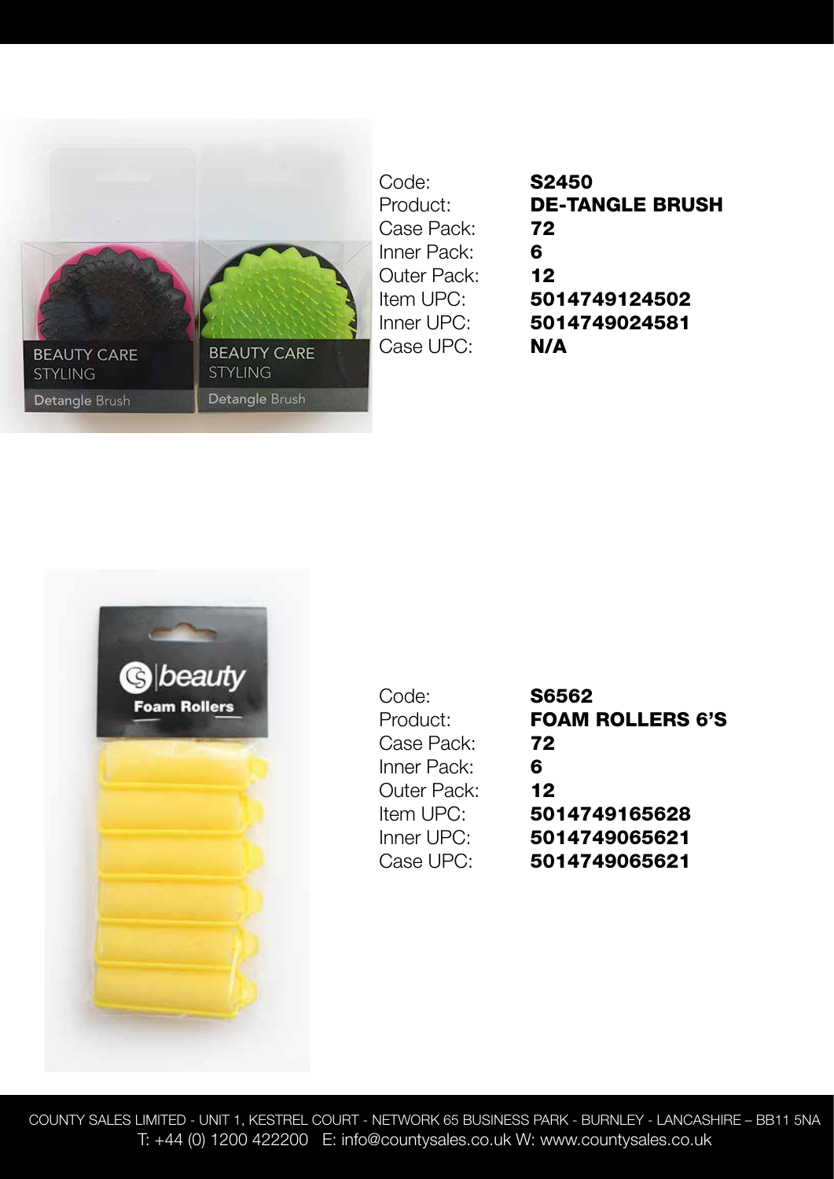| | |
|---|---|
| Code: | **S2450** |
| Product: | **DE-TANGLE BRUSH** |
| Case Pack: | **72** |
| Inner Pack: | **6** |
| Outer Pack: | **12** |
| Item UPC: | **5014749124502** |
| Inner UPC: | **5014749024581** |
| Case UPC: | **N/A** |

| | |
|---|---|
| Code: | **S6562** |
| Product: | **FOAM ROLLERS 6'S** |
| Case Pack: | **72** |
| Inner Pack: | **6** |
| Outer Pack: | **12** |
| Item UPC: | **5014749165628** |
| Inner UPC: | **5014749065621** |
| Case UPC: | **5014749065621** |

COUNTY SALES LIMITED - UNIT 1, KESTREL COURT - NETWORK 65 BUSINESS PARK - BURNLEY - LANCASHIRE – BB11 5NA
T: +44 (0) 1200 422200 E: info@countysales.co.uk W: www.countysales.co.uk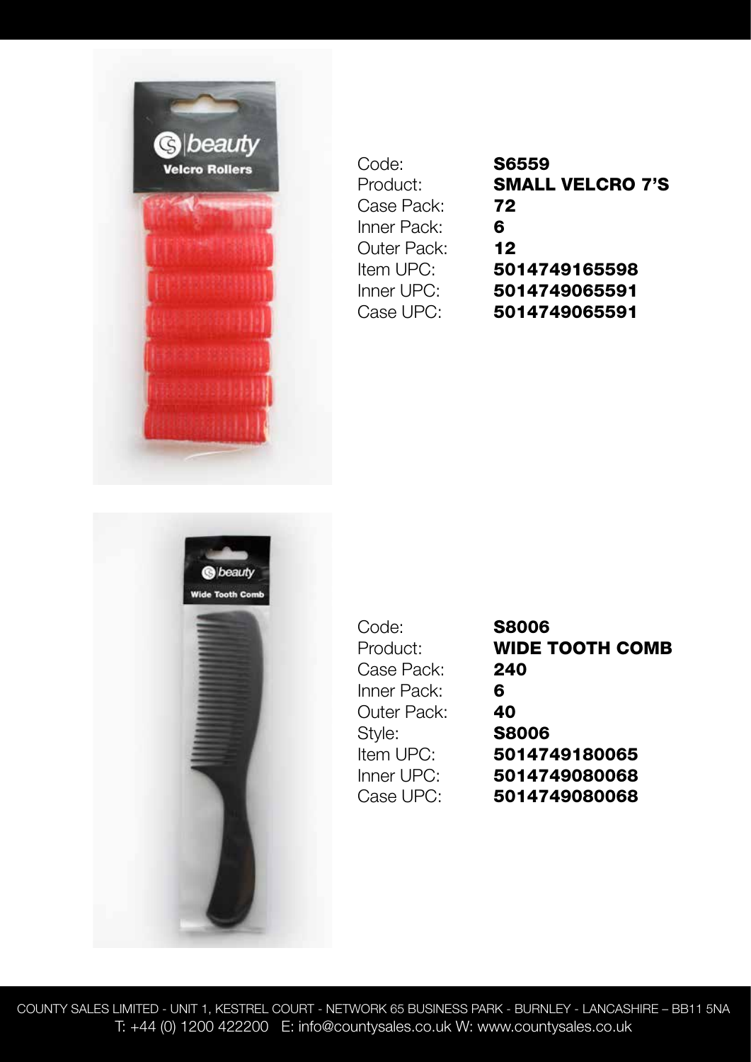| | |
|---|---|
| Code: | **S6559** |
| Product: | **SMALL VELCRO 7'S** |
| Case Pack: | **72** |
| Inner Pack: | **6** |
| Outer Pack: | **12** |
| Item UPC: | **5014749165598** |
| Inner UPC: | **5014749065591** |
| Case UPC: | **5014749065591** |

| | |
|---|---|
| Code: | **S8006** |
| Product: | **WIDE TOOTH COMB** |
| Case Pack: | **240** |
| Inner Pack: | **6** |
| Outer Pack: | **40** |
| Style: | **S8006** |
| Item UPC: | **5014749180065** |
| Inner UPC: | **5014749080068** |
| Case UPC: | **5014749080068** |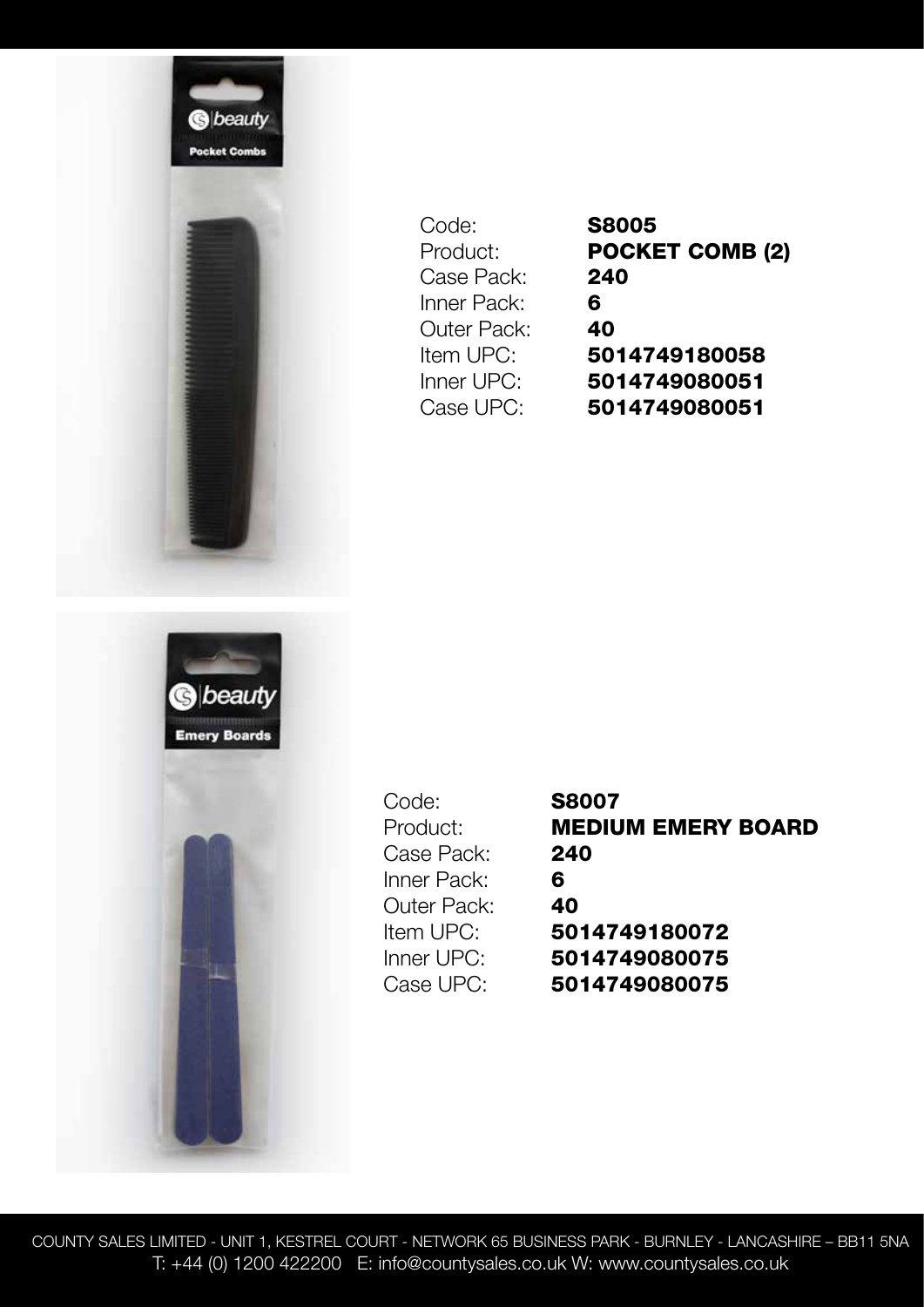| Code: | **S8005** |
| --- | --- |
| Product: | **POCKET COMB (2)** |
| Case Pack: | **240** |
| Inner Pack: | **6** |
| Outer Pack: | **40** |
| Item UPC: | **5014749180058** |
| Inner UPC: | **5014749080051** |
| Case UPC: | **5014749080051** |

| Code: | **S8007** |
| --- | --- |
| Product: | **MEDIUM EMERY BOARD** |
| Case Pack: | **240** |
| Inner Pack: | **6** |
| Outer Pack: | **40** |
| Item UPC: | **5014749180072** |
| Inner UPC: | **5014749080075** |
| Case UPC: | **5014749080075** |

COUNTY SALES LIMITED - UNIT 1, KESTREL COURT - NETWORK 65 BUSINESS PARK - BURNLEY - LANCASHIRE – BB11 5NA
T: +44 (0) 1200 422200 E: info@countysales.co.uk W: www.countysales.co.uk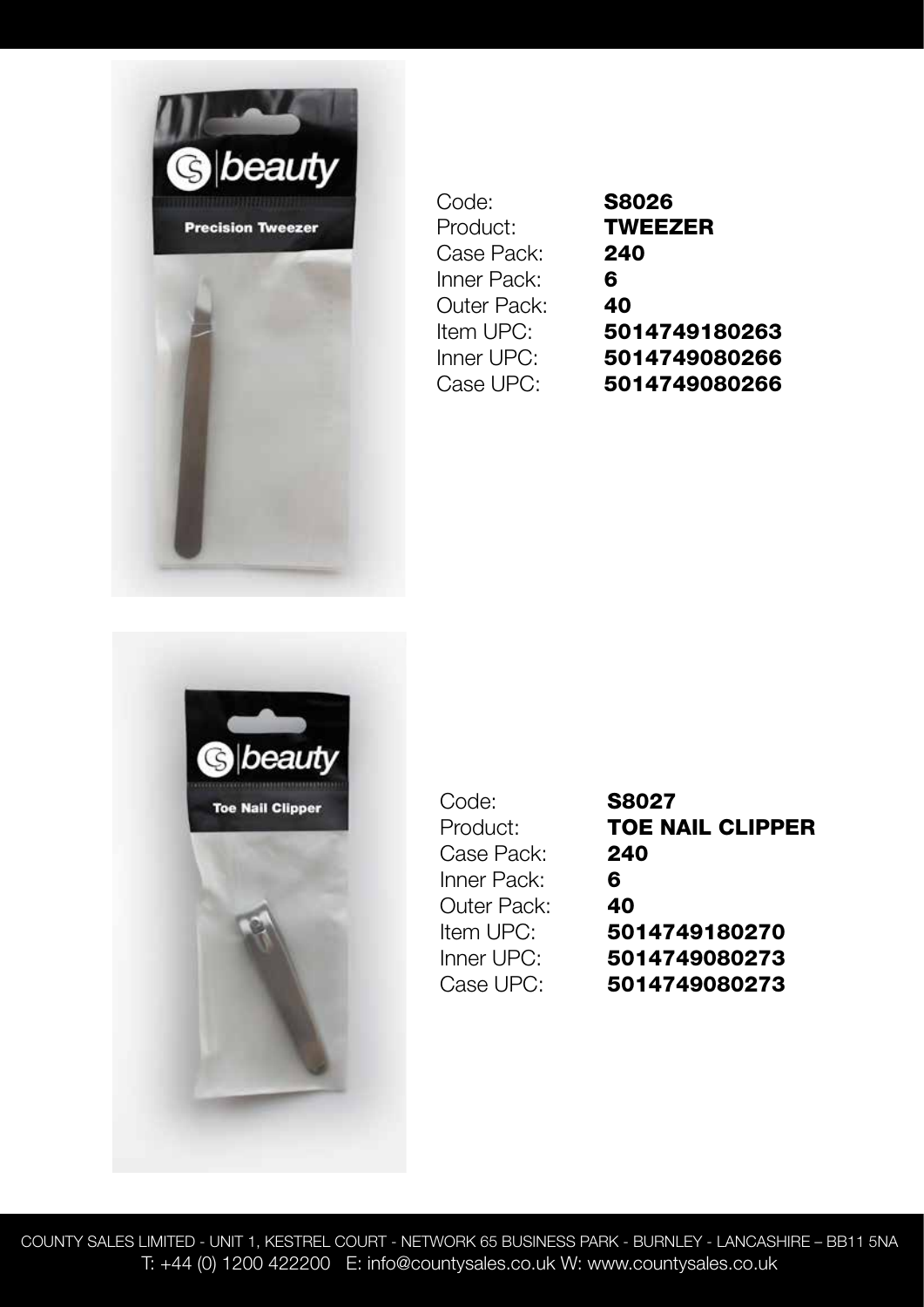| | |
|---|---|
| Code: | **S8026** |
| Product: | **TWEEZER** |
| Case Pack: | **240** |
| Inner Pack: | **6** |
| Outer Pack: | **40** |
| Item UPC: | **5014749180263** |
| Inner UPC: | **5014749080266** |
| Case UPC: | **5014749080266** |

| | |
|---|---|
| Code: | **S8027** |
| Product: | **TOE NAIL CLIPPER** |
| Case Pack: | **240** |
| Inner Pack: | **6** |
| Outer Pack: | **40** |
| Item UPC: | **5014749180270** |
| Inner UPC: | **5014749080273** |
| Case UPC: | **5014749080273** |

COUNTY SALES LIMITED - UNIT 1, KESTREL COURT - NETWORK 65 BUSINESS PARK - BURNLEY - LANCASHIRE – BB11 5NA
T: +44 (0) 1200 422200 E: info@countysales.co.uk W: www.countysales.co.uk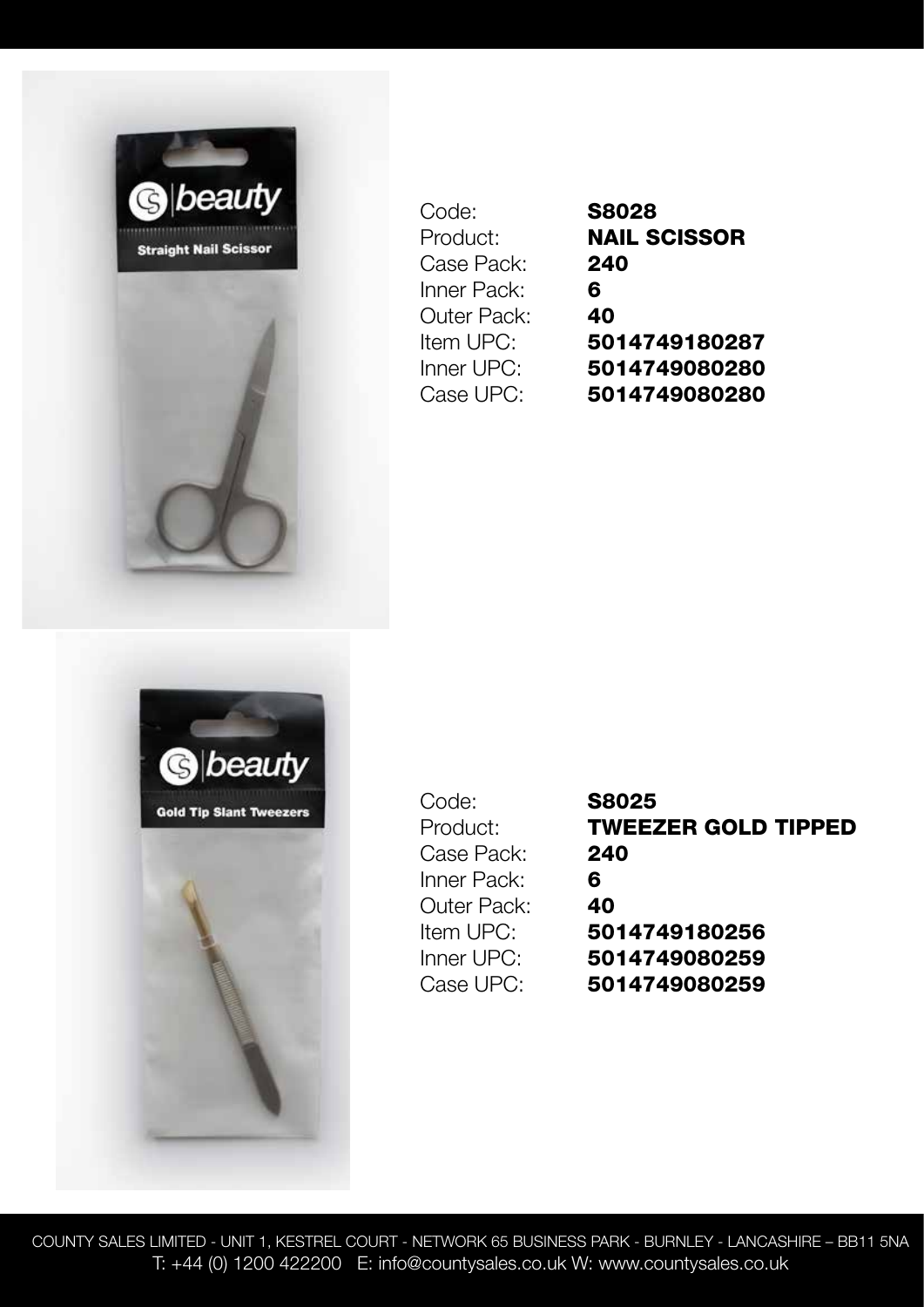| | |
|---|---|
| Code: | **S8028** |
| Product: | **NAIL SCISSOR** |
| Case Pack: | **240** |
| Inner Pack: | **6** |
| Outer Pack: | **40** |
| Item UPC: | **5014749180287** |
| Inner UPC: | **5014749080280** |
| Case UPC: | **5014749080280** |

| | |
|---|---|
| Code: | **S8025** |
| Product: | **TWEEZER GOLD TIPPED** |
| Case Pack: | **240** |
| Inner Pack: | **6** |
| Outer Pack: | **40** |
| Item UPC: | **5014749180256** |
| Inner UPC: | **5014749080259** |
| Case UPC: | **5014749080259** |

COUNTY SALES LIMITED - UNIT 1, KESTREL COURT - NETWORK 65 BUSINESS PARK - BURNLEY - LANCASHIRE – BB11 5NA
T: +44 (0) 1200 422200 E: info@countysales.co.uk W: www.countysales.co.uk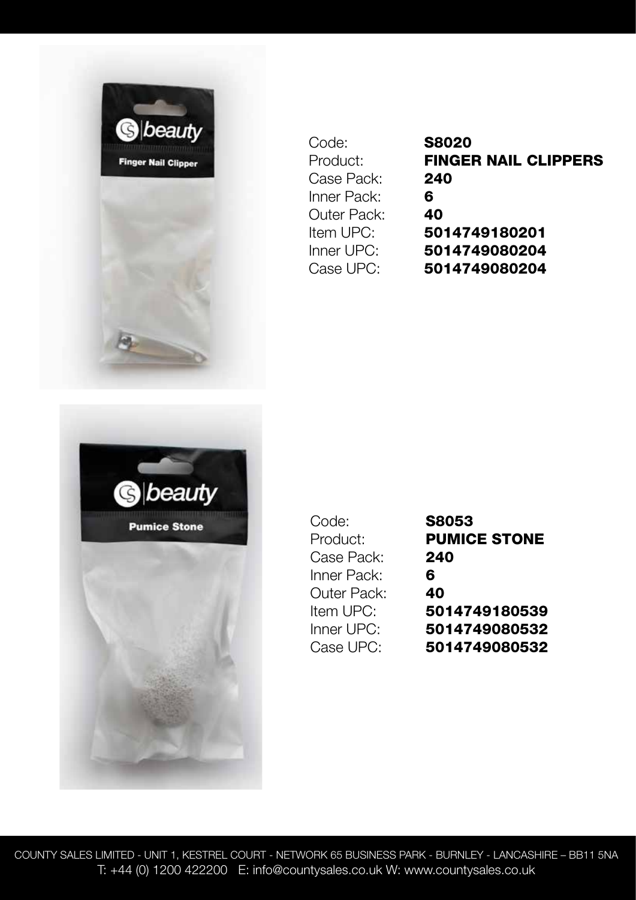| | |
|---|---|
| Code: | **S8020** |
| Product: | **FINGER NAIL CLIPPERS** |
| Case Pack: | **240** |
| Inner Pack: | **6** |
| Outer Pack: | **40** |
| Item UPC: | **5014749180201** |
| Inner UPC: | **5014749080204** |
| Case UPC: | **5014749080204** |

| | |
|---|---|
| Code: | **S8053** |
| Product: | **PUMICE STONE** |
| Case Pack: | **240** |
| Inner Pack: | **6** |
| Outer Pack: | **40** |
| Item UPC: | **5014749180539** |
| Inner UPC: | **5014749080532** |
| Case UPC: | **5014749080532** |

COUNTY SALES LIMITED - UNIT 1, KESTREL COURT - NETWORK 65 BUSINESS PARK - BURNLEY - LANCASHIRE – BB11 5NA
T: +44 (0) 1200 422200 E: info@countysales.co.uk W: www.countysales.co.uk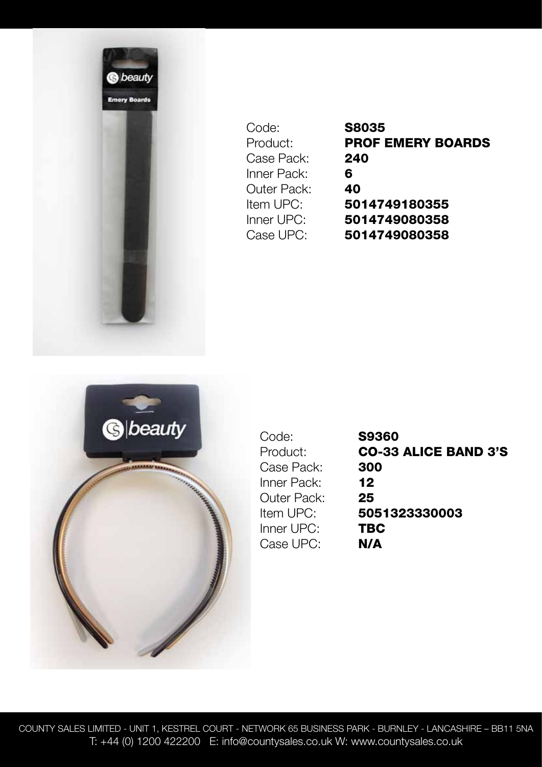| | |
|---|---|
| Code: | **S8035** |
| Product: | **PROF EMERY BOARDS** |
| Case Pack: | **240** |
| Inner Pack: | **6** |
| Outer Pack: | **40** |
| Item UPC: | **5014749180355** |
| Inner UPC: | **5014749080358** |
| Case UPC: | **5014749080358** |

| | |
|---|---|
| Code: | **S9360** |
| Product: | **CO-33 ALICE BAND 3'S** |
| Case Pack: | **300** |
| Inner Pack: | **12** |
| Outer Pack: | **25** |
| Item UPC: | **5051323330003** |
| Inner UPC: | **TBC** |
| Case UPC: | **N/A** |

COUNTY SALES LIMITED - UNIT 1, KESTREL COURT - NETWORK 65 BUSINESS PARK - BURNLEY - LANCASHIRE – BB11 5NA
T: +44 (0) 1200 422200 E: info@countysales.co.uk W: www.countysales.co.uk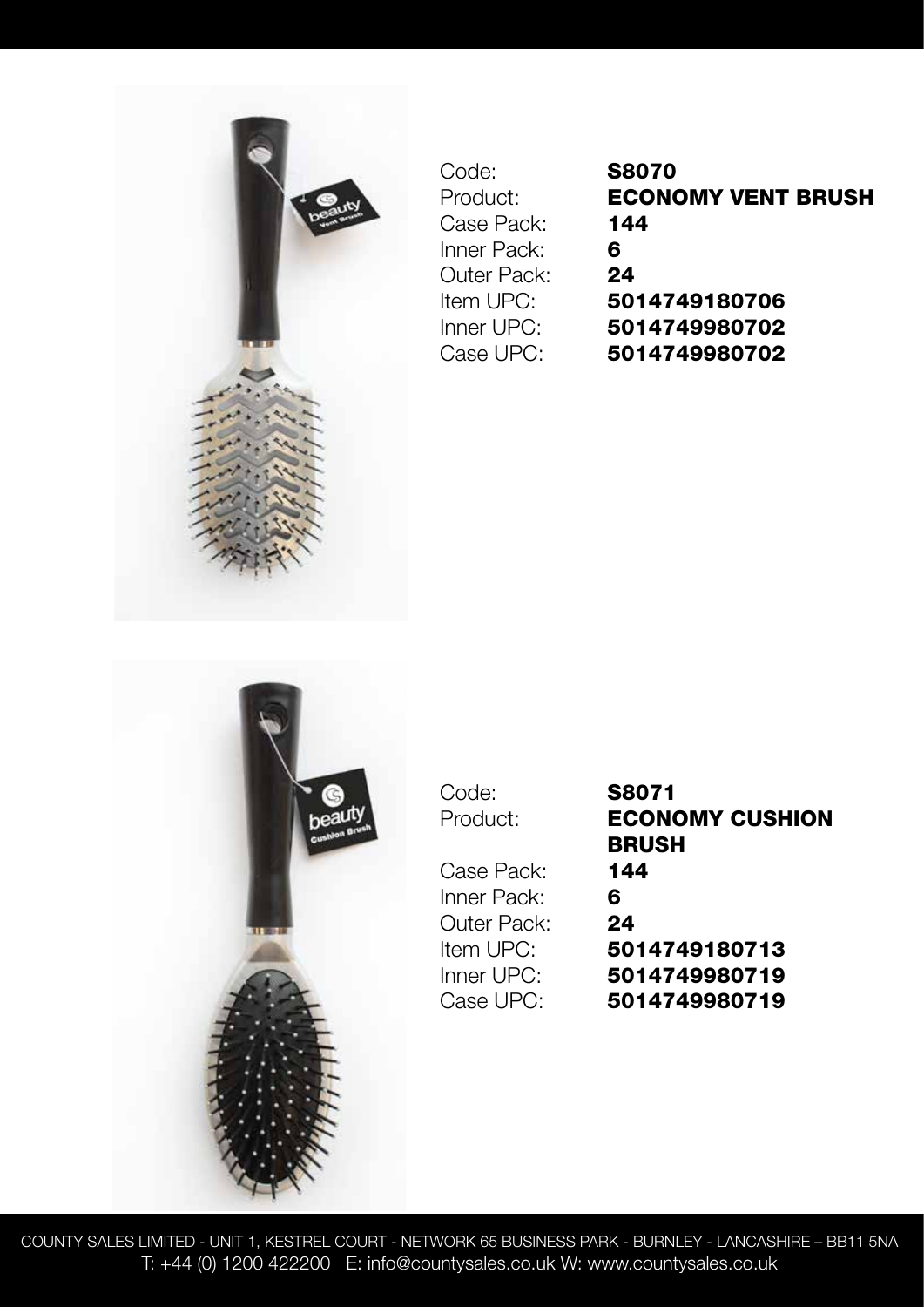| | |
|---|---|
| Code: | **S8070** |
| Product: | **ECONOMY VENT BRUSH** |
| Case Pack: | **144** |
| Inner Pack: | **6** |
| Outer Pack: | **24** |
| Item UPC: | **5014749180706** |
| Inner UPC: | **5014749980702** |
| Case UPC: | **5014749980702** |

| | |
|---|---|
| Code: | **S8071** |
| Product: | **ECONOMY CUSHION BRUSH** |
| Case Pack: | **144** |
| Inner Pack: | **6** |
| Outer Pack: | **24** |
| Item UPC: | **5014749180713** |
| Inner UPC: | **5014749980719** |
| Case UPC: | **5014749980719** |

COUNTY SALES LIMITED - UNIT 1, KESTREL COURT - NETWORK 65 BUSINESS PARK - BURNLEY - LANCASHIRE – BB11 5NA
T: +44 (0) 1200 422200 E: info@countysales.co.uk W: www.countysales.co.uk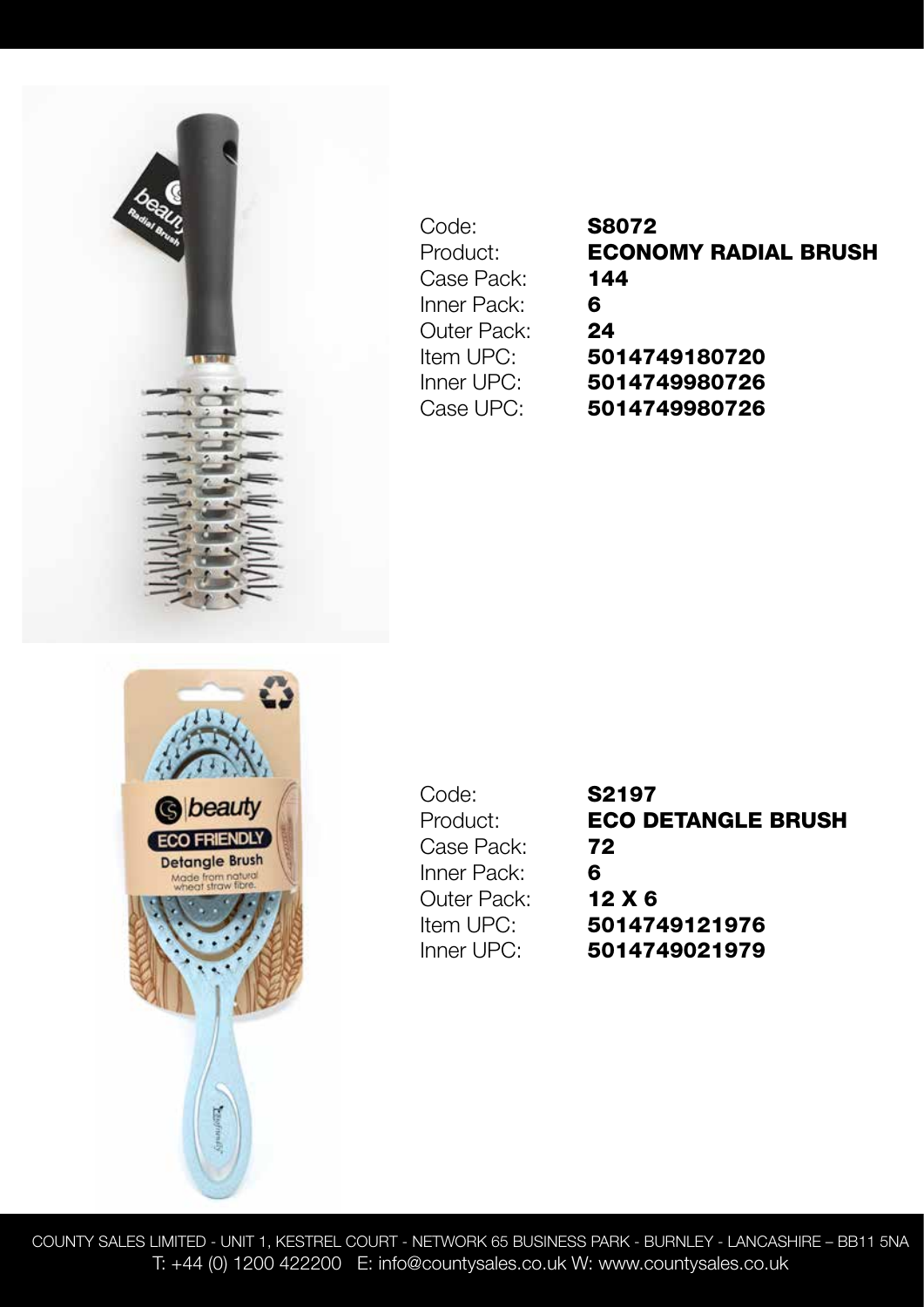| | |
|---|---|
| Code: | **S8072** |
| Product: | **ECONOMY RADIAL BRUSH** |
| Case Pack: | **144** |
| Inner Pack: | **6** |
| Outer Pack: | **24** |
| Item UPC: | **5014749180720** |
| Inner UPC: | **5014749980726** |
| Case UPC: | **5014749980726** |

| | |
|---|---|
| Code: | **S2197** |
| Product: | **ECO DETANGLE BRUSH** |
| Case Pack: | **72** |
| Inner Pack: | **6** |
| Outer Pack: | **12 X 6** |
| Item UPC: | **5014749121976** |
| Inner UPC: | **5014749021979** |

COUNTY SALES LIMITED - UNIT 1, KESTREL COURT - NETWORK 65 BUSINESS PARK - BURNLEY - LANCASHIRE – BB11 5NA
T: +44 (0) 1200 422200 E: info@countysales.co.uk W: www.countysales.co.uk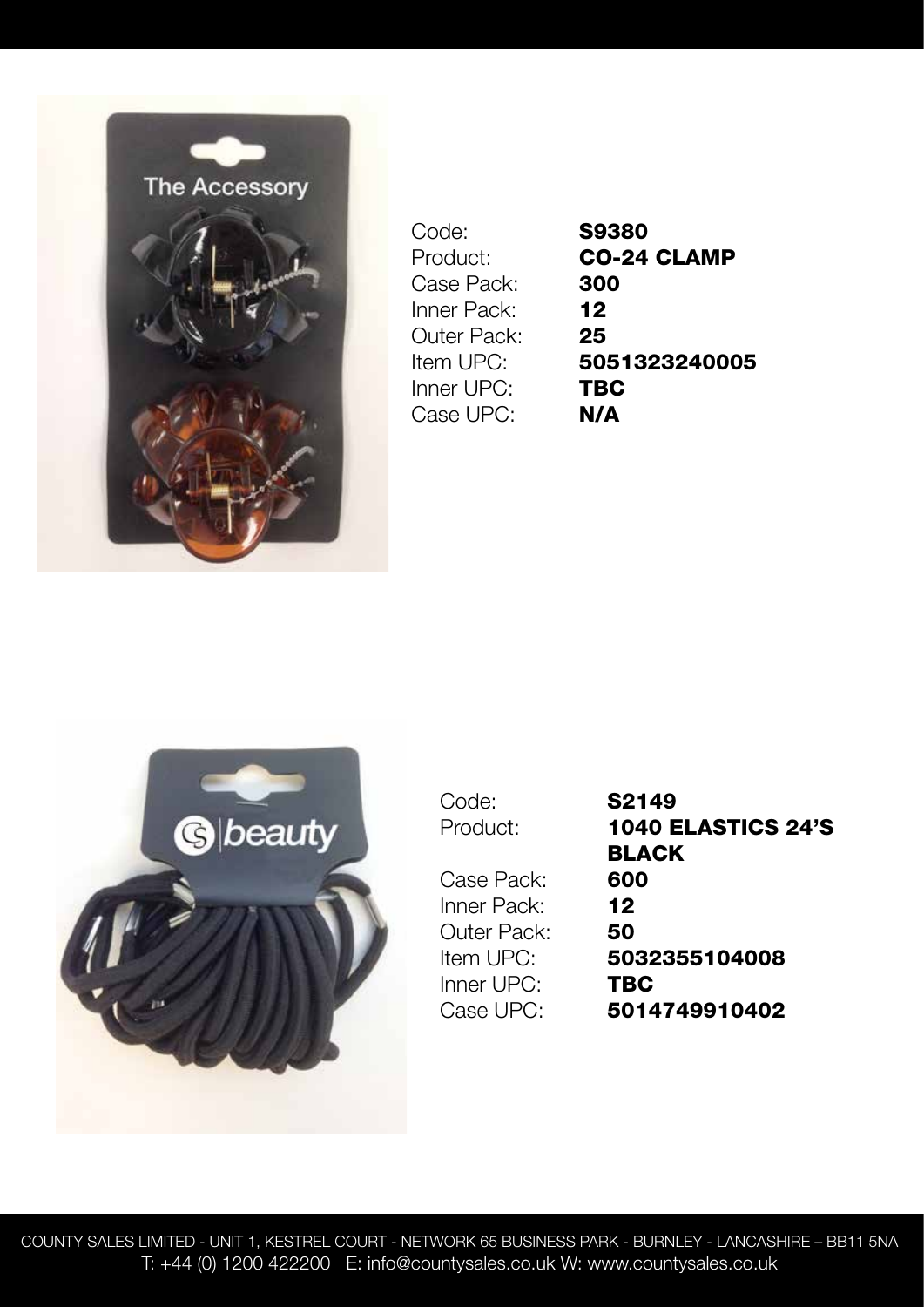| | |
|---|---|
| Code: | **S9380** |
| Product: | **CO-24 CLAMP** |
| Case Pack: | **300** |
| Inner Pack: | **12** |
| Outer Pack: | **25** |
| Item UPC: | **5051323240005** |
| Inner UPC: | **TBC** |
| Case UPC: | **N/A** |

| | |
|---|---|
| Code: | **S2149** |
| Product: | **1040 ELASTICS 24'S BLACK** |
| Case Pack: | **600** |
| Inner Pack: | **12** |
| Outer Pack: | **50** |
| Item UPC: | **5032355104008** |
| Inner UPC: | **TBC** |
| Case UPC: | **5014749910402** |

COUNTY SALES LIMITED - UNIT 1, KESTREL COURT - NETWORK 65 BUSINESS PARK - BURNLEY - LANCASHIRE – BB11 5NA
T: +44 (0) 1200 422200 E: info@countysales.co.uk W: www.countysales.co.uk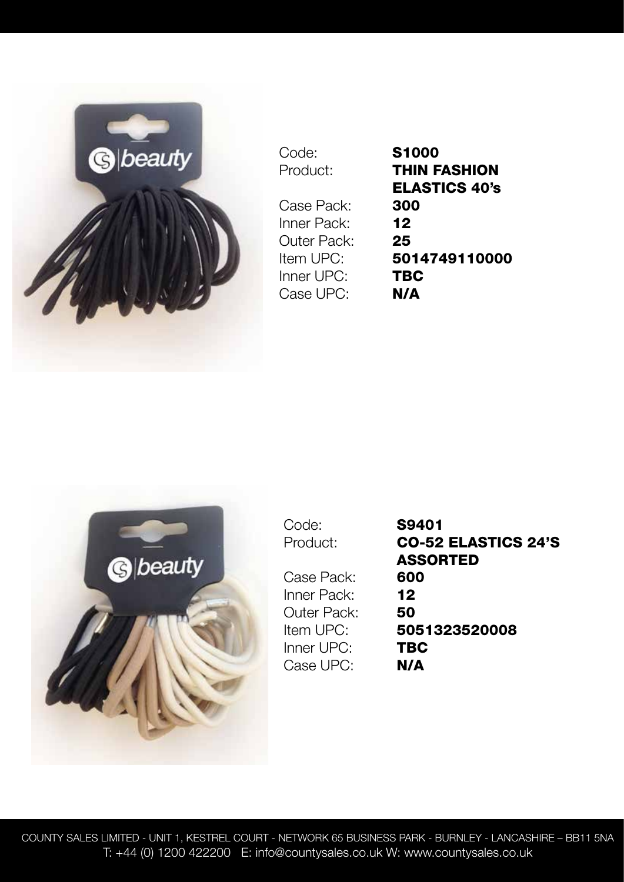Code: **S1000**
Product: **THIN FASHION ELASTICS 40's**
Case Pack: **300**
Inner Pack: **12**
Outer Pack: **25**
Item UPC: **5014749110000**
Inner UPC: **TBC**
Case UPC: **N/A**

Code: **S9401**
Product: **CO-52 ELASTICS 24'S ASSORTED**
Case Pack: **600**
Inner Pack: **12**
Outer Pack: **50**
Item UPC: **5051323520008**
Inner UPC: **TBC**
Case UPC: **N/A**

COUNTY SALES LIMITED - UNIT 1, KESTREL COURT - NETWORK 65 BUSINESS PARK - BURNLEY - LANCASHIRE – BB11 5NA
T: +44 (0) 1200 422200 E: info@countysales.co.uk W: www.countysales.co.uk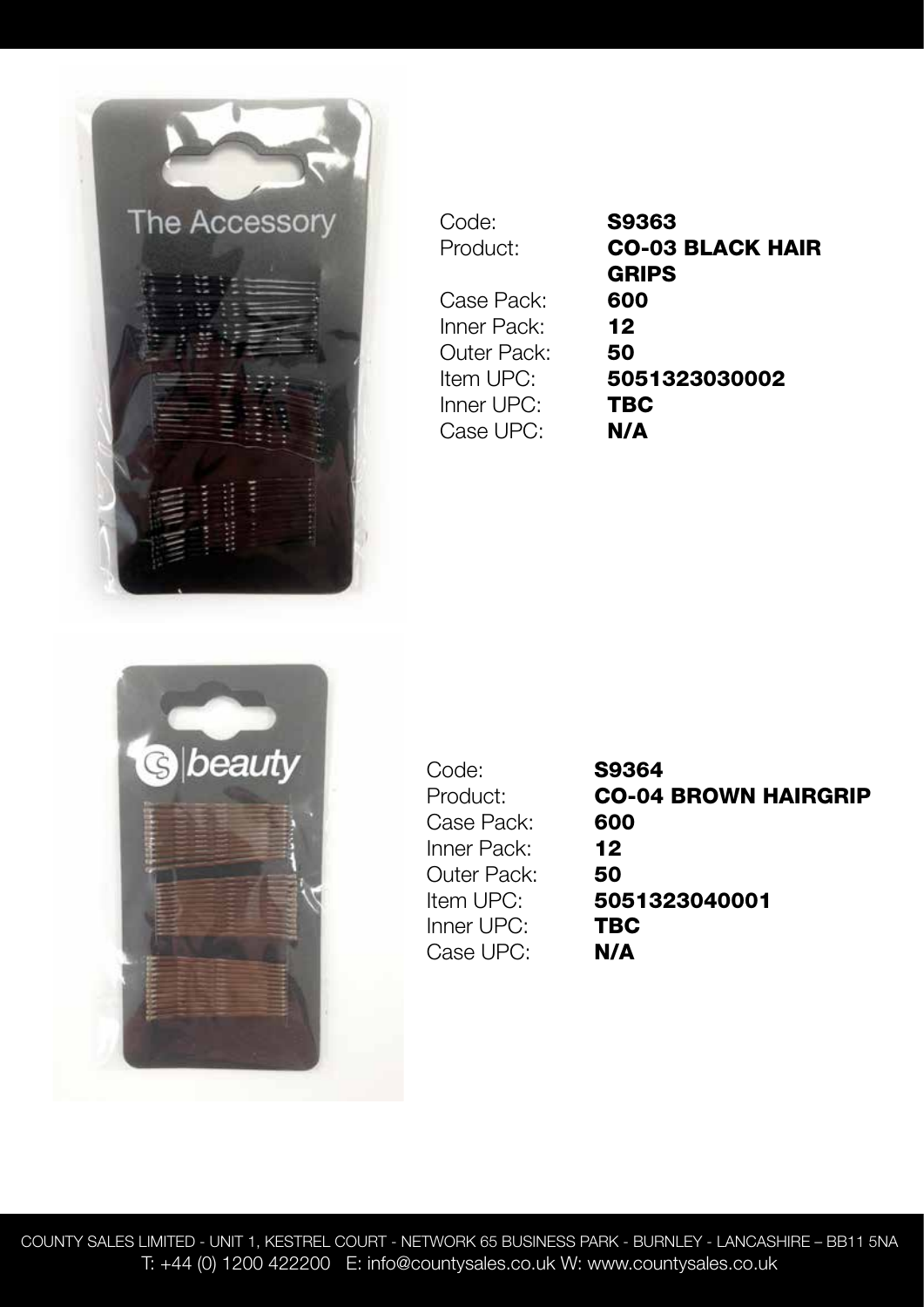| Code: | **S9363** |
| --- | --- |
| Product: | **CO-03 BLACK HAIR GRIPS** |
| Case Pack: | **600** |
| Inner Pack: | **12** |
| Outer Pack: | **50** |
| Item UPC: | **5051323030002** |
| Inner UPC: | **TBC** |
| Case UPC: | **N/A** |

| Code: | **S9364** |
| --- | --- |
| Product: | **CO-04 BROWN HAIRGRIP** |
| Case Pack: | **600** |
| Inner Pack: | **12** |
| Outer Pack: | **50** |
| Item UPC: | **5051323040001** |
| Inner UPC: | **TBC** |
| Case UPC: | **N/A** |

COUNTY SALES LIMITED - UNIT 1, KESTREL COURT - NETWORK 65 BUSINESS PARK - BURNLEY - LANCASHIRE – BB11 5NA
T: +44 (0) 1200 422200 E: info@countysales.co.uk W: www.countysales.co.uk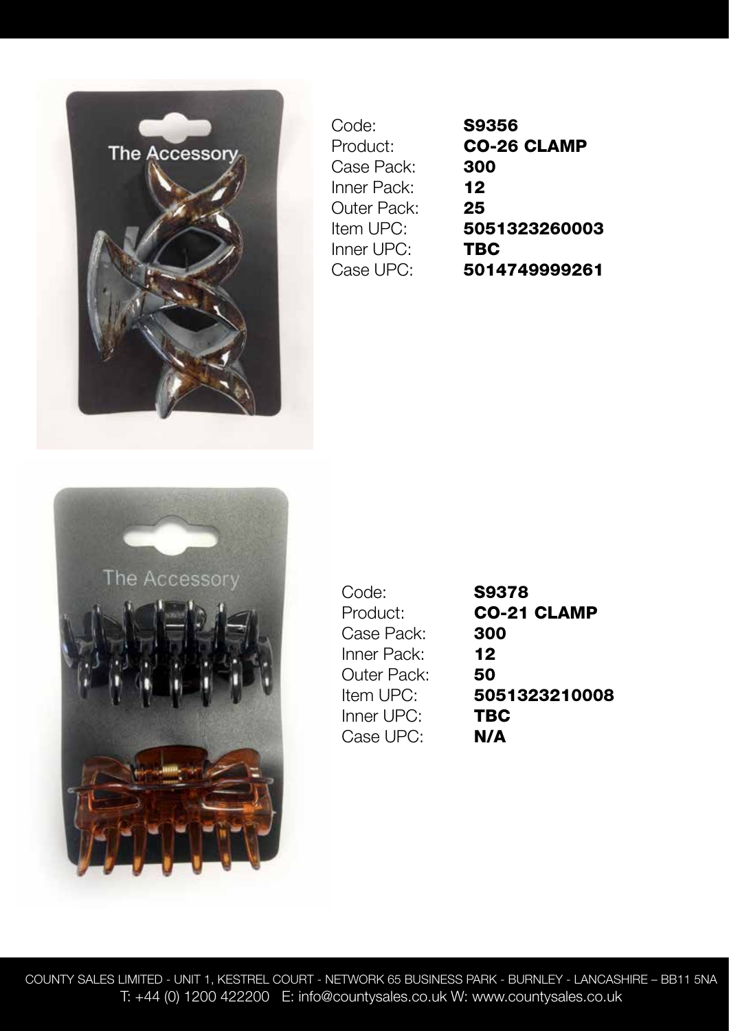Code: **S9356**
Product: **CO-26 CLAMP**
Case Pack: **300**
Inner Pack: **12**
Outer Pack: **25**
Item UPC: **5051323260003**
Inner UPC: **TBC**
Case UPC: **5014749999261**

Code: **S9378**
Product: **CO-21 CLAMP**
Case Pack: **300**
Inner Pack: **12**
Outer Pack: **50**
Item UPC: **5051323210008**
Inner UPC: **TBC**
Case UPC: **N/A**

COUNTY SALES LIMITED - UNIT 1, KESTREL COURT - NETWORK 65 BUSINESS PARK - BURNLEY - LANCASHIRE – BB11 5NA
T: +44 (0) 1200 422200 E: info@countysales.co.uk W: www.countysales.co.uk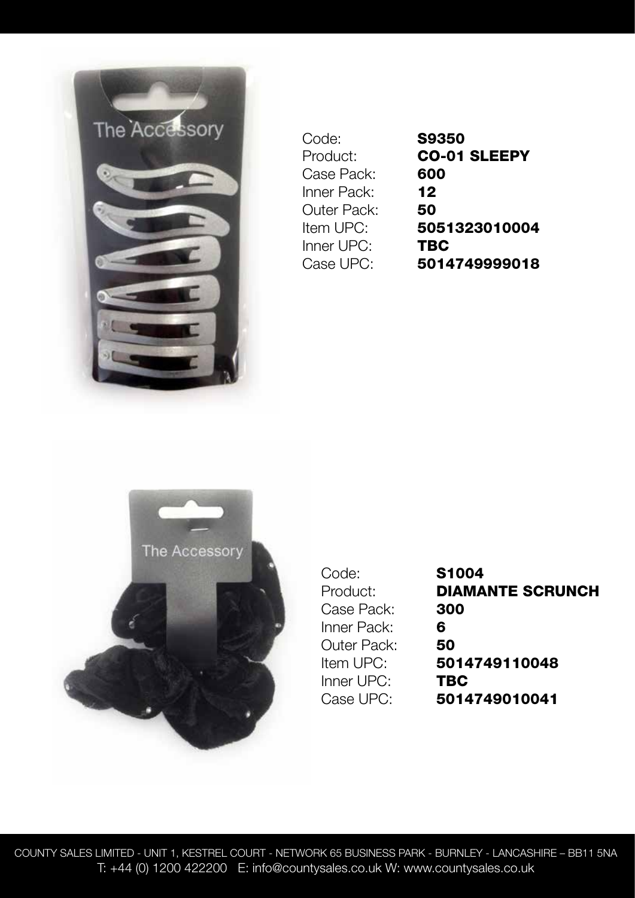| | |
|---|---|
| Code: | **S9350** |
| Product: | **CO-01 SLEEPY** |
| Case Pack: | **600** |
| Inner Pack: | **12** |
| Outer Pack: | **50** |
| Item UPC: | **5051323010004** |
| Inner UPC: | **TBC** |
| Case UPC: | **5014749999018** |

| | |
|---|---|
| Code: | **S1004** |
| Product: | **DIAMANTE SCRUNCH** |
| Case Pack: | **300** |
| Inner Pack: | **6** |
| Outer Pack: | **50** |
| Item UPC: | **5014749110048** |
| Inner UPC: | **TBC** |
| Case UPC: | **5014749010041** |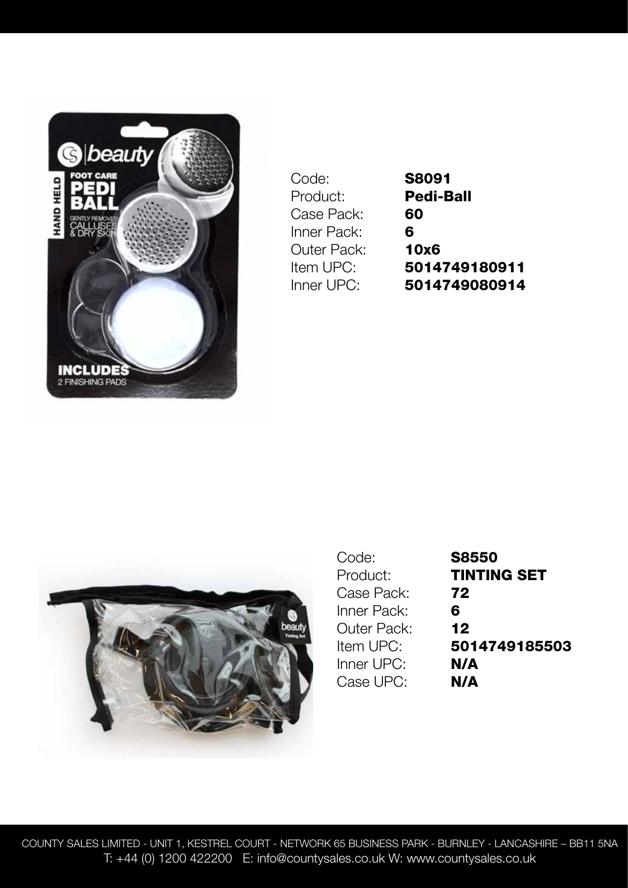Code: **S8091**
Product: **Pedi-Ball**
Case Pack: **60**
Inner Pack: **6**
Outer Pack: **10x6**
Item UPC: **5014749180911**
Inner UPC: **5014749080914**

Code: **S8550**
Product: **TINTING SET**
Case Pack: **72**
Inner Pack: **6**
Outer Pack: **12**
Item UPC: **5014749185503**
Inner UPC: **N/A**
Case UPC: **N/A**

COUNTY SALES LIMITED - UNIT 1, KESTREL COURT - NETWORK 65 BUSINESS PARK - BURNLEY - LANCASHIRE – BB11 5NA
T: +44 (0) 1200 422200 E: info@countysales.co.uk W: www.countysales.co.uk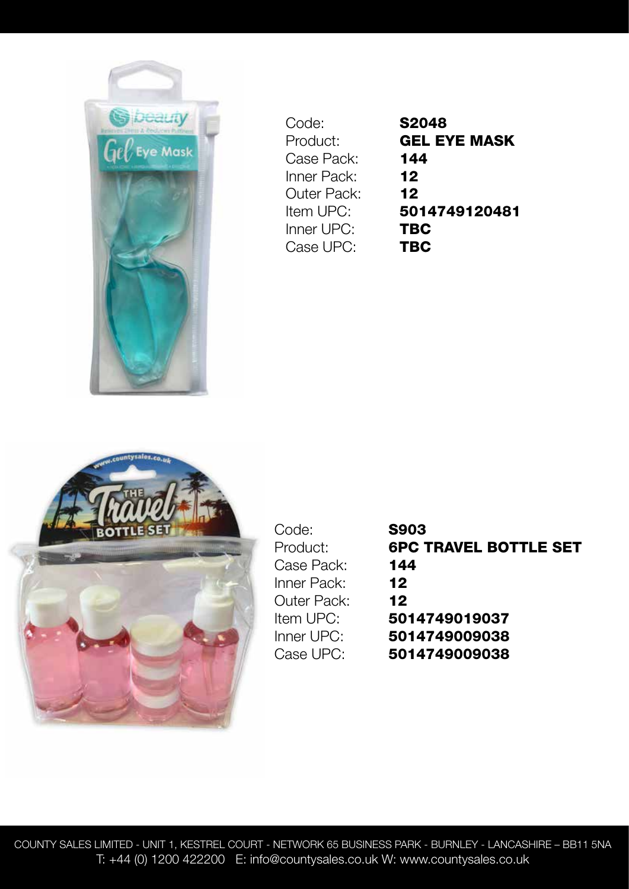Code: **S2048**
Product: **GEL EYE MASK**
Case Pack: **144**
Inner Pack: **12**
Outer Pack: **12**
Item UPC: **5014749120481**
Inner UPC: **TBC**
Case UPC: **TBC**

Code: **S903**
Product: **6PC TRAVEL BOTTLE SET**
Case Pack: **144**
Inner Pack: **12**
Outer Pack: **12**
Item UPC: **5014749019037**
Inner UPC: **5014749009038**
Case UPC: **5014749009038**

COUNTY SALES LIMITED - UNIT 1, KESTREL COURT - NETWORK 65 BUSINESS PARK - BURNLEY - LANCASHIRE – BB11 5NA
T: +44 (0) 1200 422200 E: info@countysales.co.uk W: www.countysales.co.uk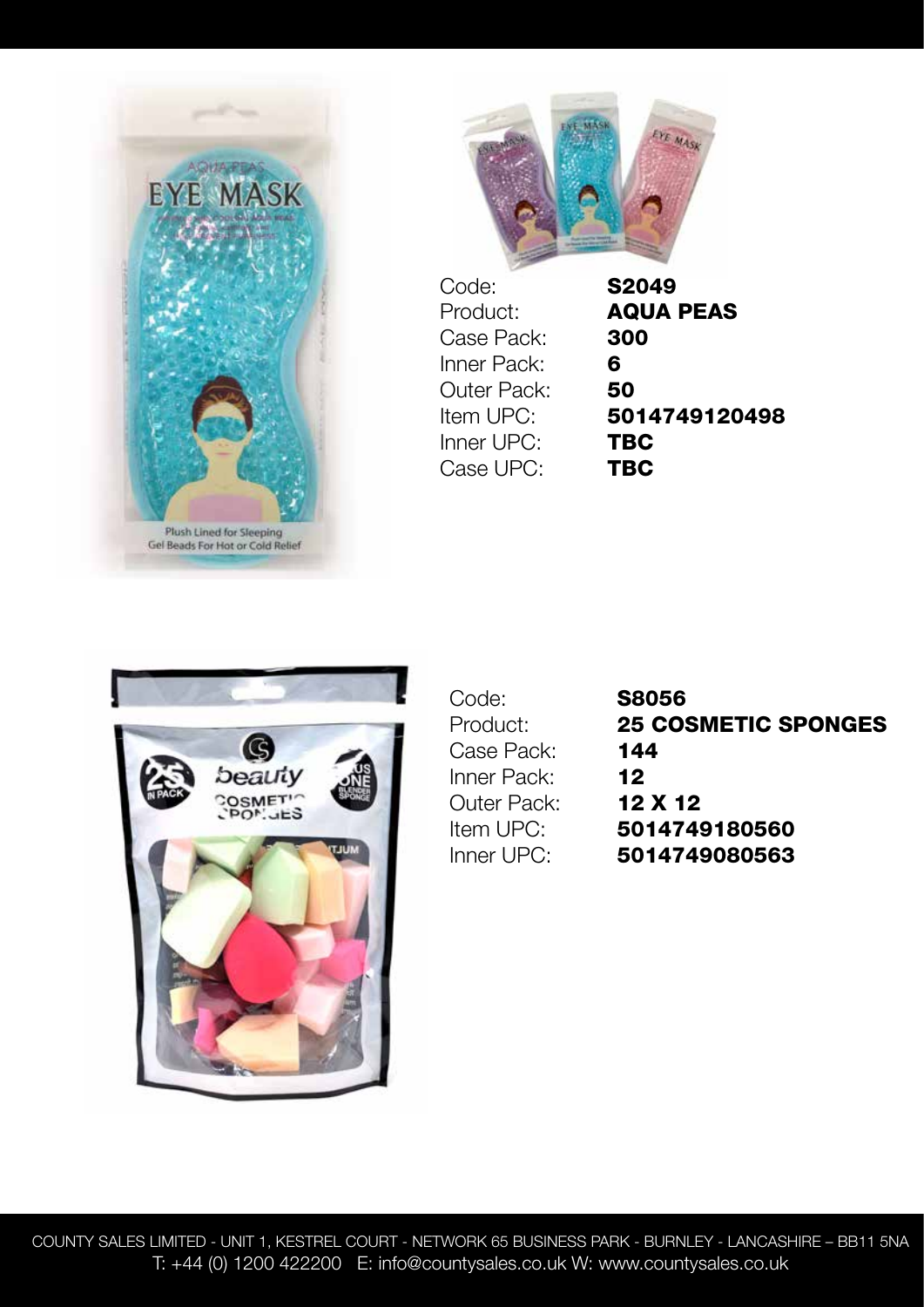| | |
|---|---|
| Code: | **S2049** |
| Product: | **AQUA PEAS** |
| Case Pack: | **300** |
| Inner Pack: | **6** |
| Outer Pack: | **50** |
| Item UPC: | **5014749120498** |
| Inner UPC: | **TBC** |
| Case UPC: | **TBC** |

| | |
|---|---|
| Code: | **S8056** |
| Product: | **25 COSMETIC SPONGES** |
| Case Pack: | **144** |
| Inner Pack: | **12** |
| Outer Pack: | **12 X 12** |
| Item UPC: | **5014749180560** |
| Inner UPC: | **5014749080563** |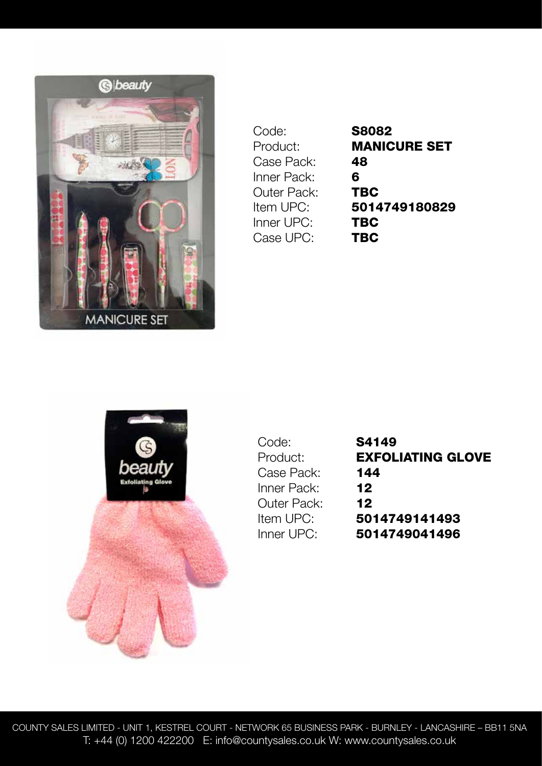| Code: | **S8082** |
|---|---|
| Product: | **MANICURE SET** |
| Case Pack: | **48** |
| Inner Pack: | **6** |
| Outer Pack: | **TBC** |
| Item UPC: | **5014749180829** |
| Inner UPC: | **TBC** |
| Case UPC: | **TBC** |

| Code: | **S4149** |
|---|---|
| Product: | **EXFOLIATING GLOVE** |
| Case Pack: | **144** |
| Inner Pack: | **12** |
| Outer Pack: | **12** |
| Item UPC: | **5014749141493** |
| Inner UPC: | **5014749041496** |

COUNTY SALES LIMITED - UNIT 1, KESTREL COURT - NETWORK 65 BUSINESS PARK - BURNLEY - LANCASHIRE – BB11 5NA
T: +44 (0) 1200 422200 E: info@countysales.co.uk W: www.countysales.co.uk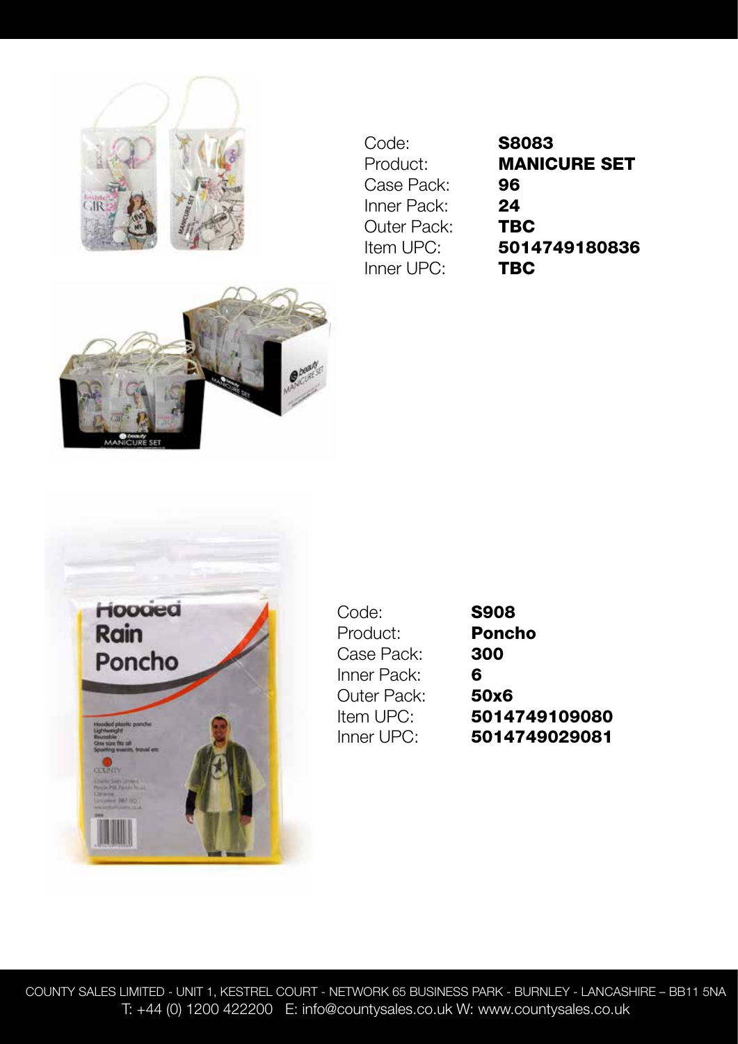| | |
|---|---|
| Code: | **S8083** |
| Product: | **MANICURE SET** |
| Case Pack: | **96** |
| Inner Pack: | **24** |
| Outer Pack: | **TBC** |
| Item UPC: | **5014749180836** |
| Inner UPC: | **TBC** |

| | |
|---|---|
| Code: | **S908** |
| Product: | **Poncho** |
| Case Pack: | **300** |
| Inner Pack: | **6** |
| Outer Pack: | **50x6** |
| Item UPC: | **5014749109080** |
| Inner UPC: | **5014749029081** |

COUNTY SALES LIMITED - UNIT 1, KESTREL COURT - NETWORK 65 BUSINESS PARK - BURNLEY - LANCASHIRE – BB11 5NA
T: +44 (0) 1200 422200 E: info@countysales.co.uk W: www.countysales.co.uk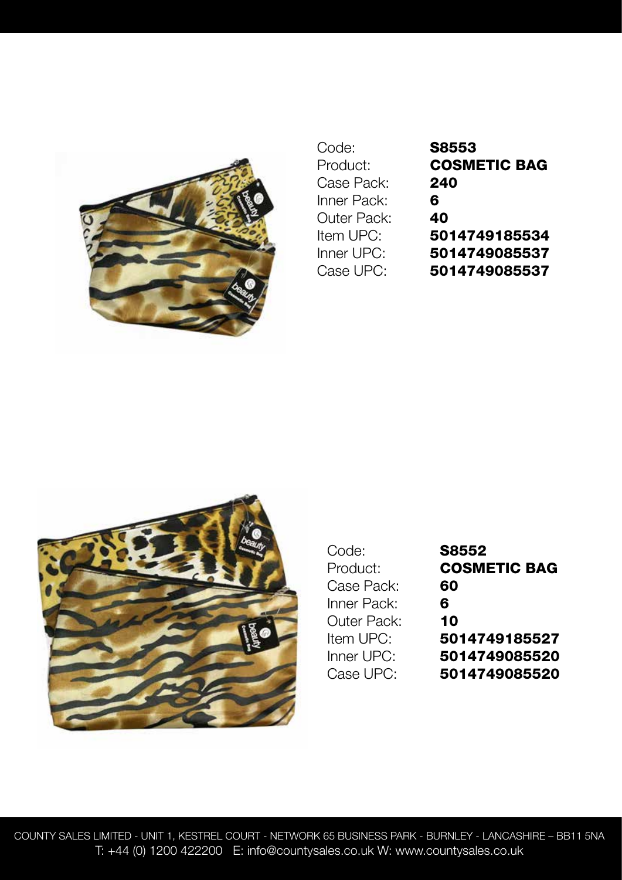| Code: | **S8553** |
|---|---|
| Product: | **COSMETIC BAG** |
| Case Pack: | **240** |
| Inner Pack: | **6** |
| Outer Pack: | **40** |
| Item UPC: | **5014749185534** |
| Inner UPC: | **5014749085537** |
| Case UPC: | **5014749085537** |

| Code: | **S8552** |
|---|---|
| Product: | **COSMETIC BAG** |
| Case Pack: | **60** |
| Inner Pack: | **6** |
| Outer Pack: | **10** |
| Item UPC: | **5014749185527** |
| Inner UPC: | **5014749085520** |
| Case UPC: | **5014749085520** |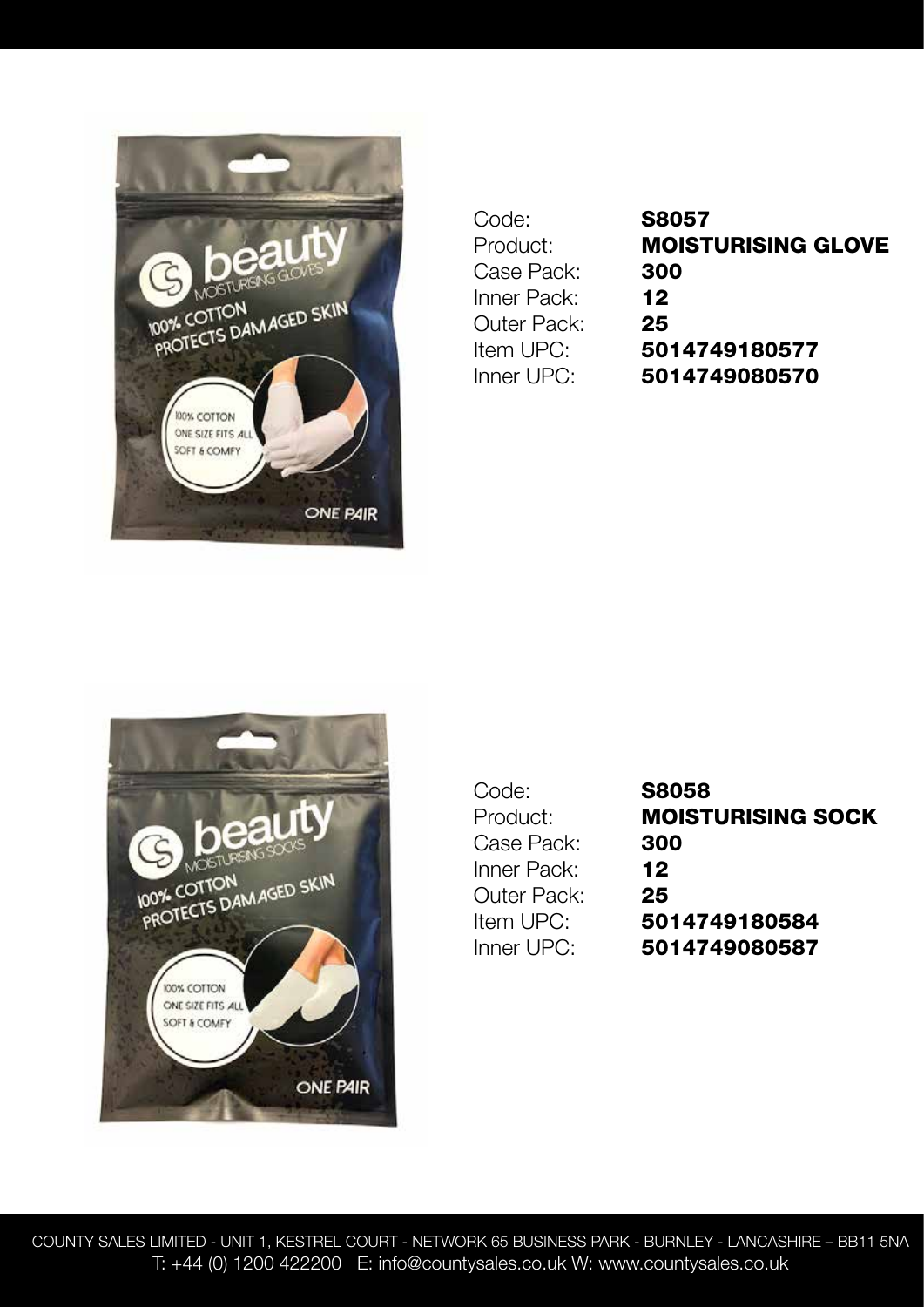Code: **S8057**
Product: **MOISTURISING GLOVE**
Case Pack: **300**
Inner Pack: **12**
Outer Pack: **25**
Item UPC: **5014749180577**
Inner UPC: **5014749080570**

Code: **S8058**
Product: **MOISTURISING SOCK**
Case Pack: **300**
Inner Pack: **12**
Outer Pack: **25**
Item UPC: **5014749180584**
Inner UPC: **5014749080587**

COUNTY SALES LIMITED - UNIT 1, KESTREL COURT - NETWORK 65 BUSINESS PARK - BURNLEY - LANCASHIRE – BB11 5NA
T: +44 (0) 1200 422200 E: info@countysales.co.uk W: www.countysales.co.uk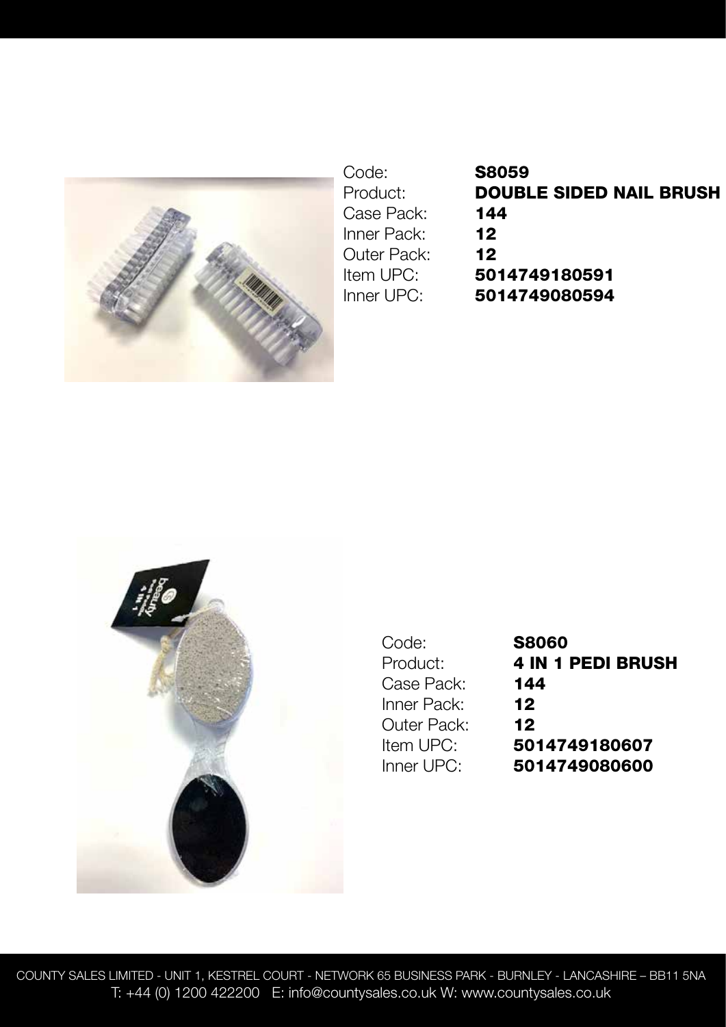| | |
|---|---|
| Code: | **S8059** |
| Product: | **DOUBLE SIDED NAIL BRUSH** |
| Case Pack: | **144** |
| Inner Pack: | **12** |
| Outer Pack: | **12** |
| Item UPC: | **5014749180591** |
| Inner UPC: | **5014749080594** |

| | |
|---|---|
| Code: | **S8060** |
| Product: | **4 IN 1 PEDI BRUSH** |
| Case Pack: | **144** |
| Inner Pack: | **12** |
| Outer Pack: | **12** |
| Item UPC: | **5014749180607** |
| Inner UPC: | **5014749080600** |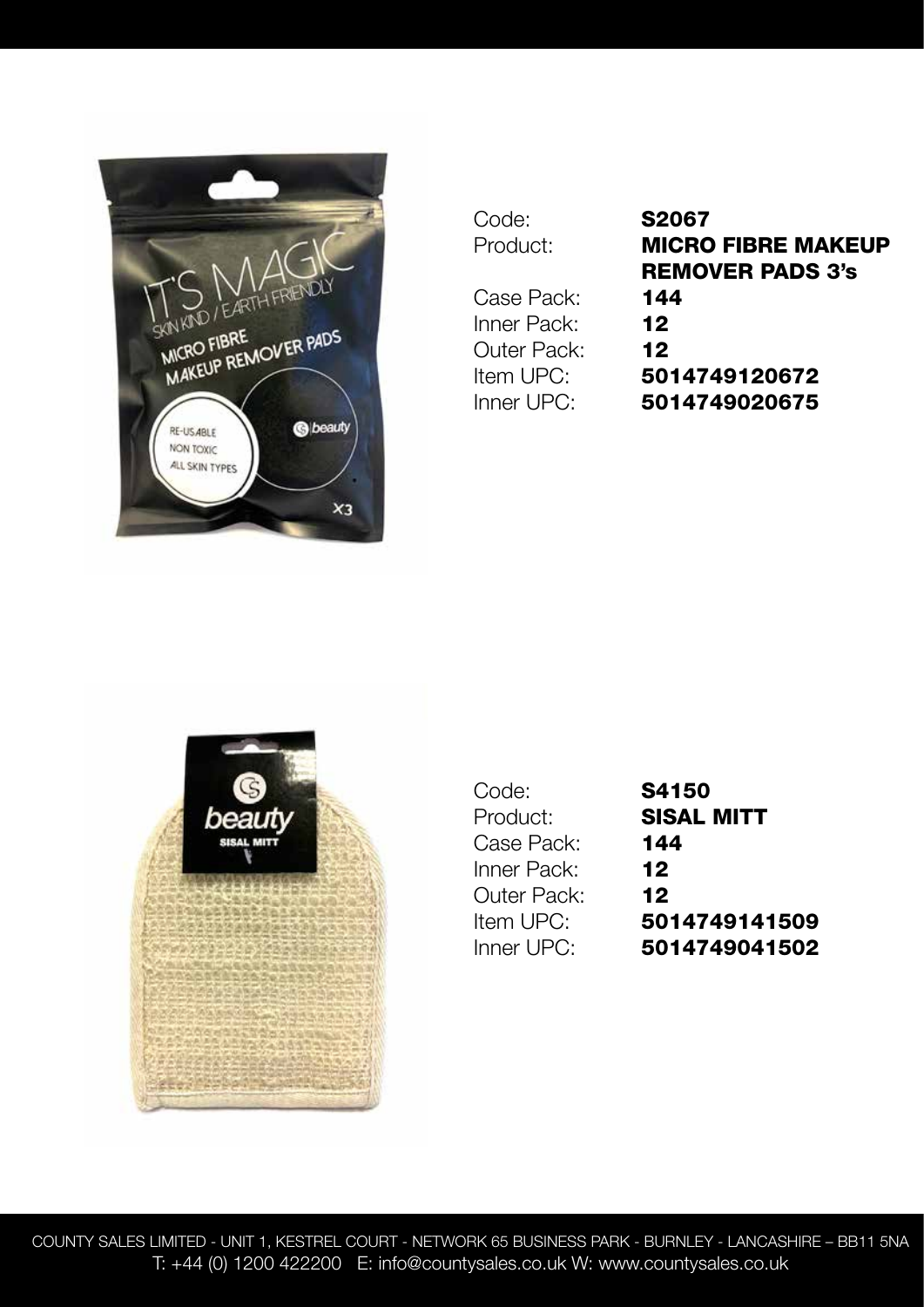Code: **S2067**
Product: **MICRO FIBRE MAKEUP REMOVER PADS 3's**
Case Pack: **144**
Inner Pack: **12**
Outer Pack: **12**
Item UPC: **5014749120672**
Inner UPC: **5014749020675**

Code: **S4150**
Product: **SISAL MITT**
Case Pack: **144**
Inner Pack: **12**
Outer Pack: **12**
Item UPC: **5014749141509**
Inner UPC: **5014749041502**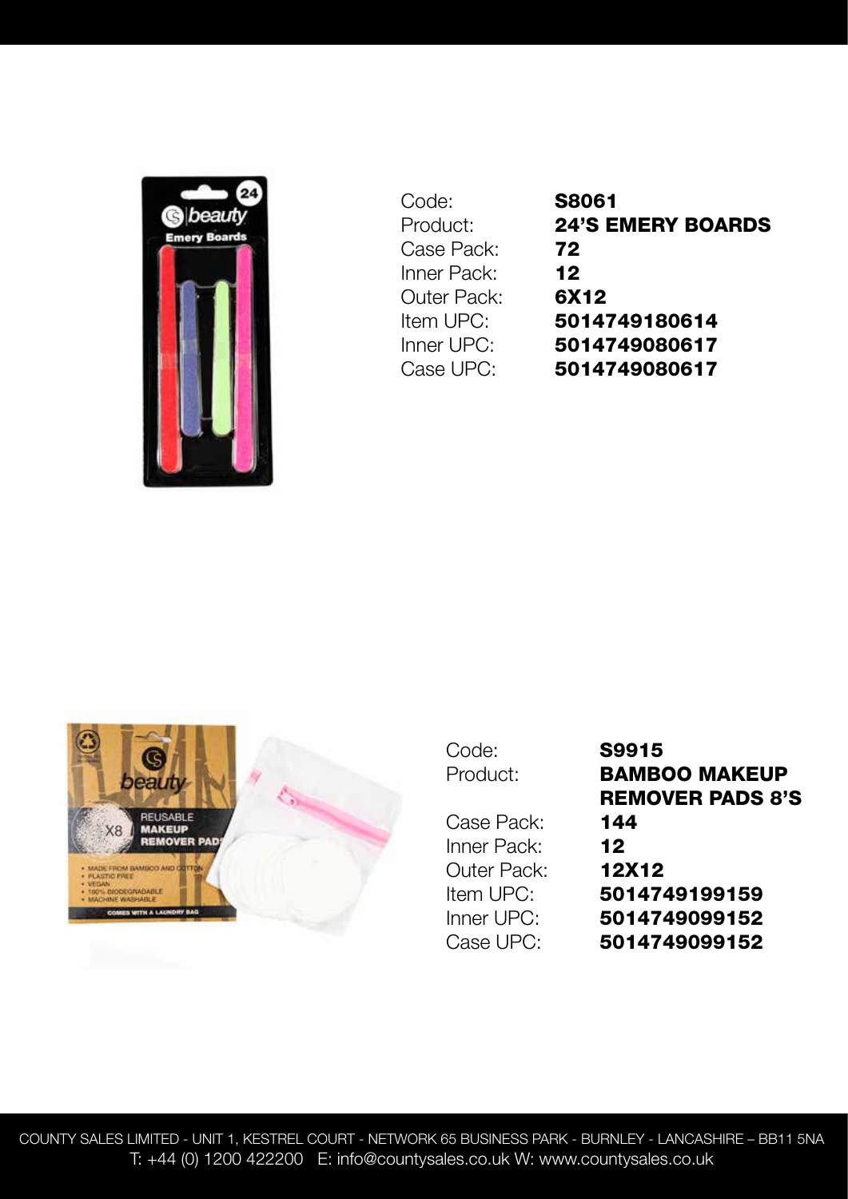| | |
|---|---|
| Code: | **S8061** |
| Product: | **24'S EMERY BOARDS** |
| Case Pack: | **72** |
| Inner Pack: | **12** |
| Outer Pack: | **6X12** |
| Item UPC: | **5014749180614** |
| Inner UPC: | **5014749080617** |
| Case UPC: | **5014749080617** |

| | |
|---|---|
| Code: | **S9915** |
| Product: | **BAMBOO MAKEUP REMOVER PADS 8'S** |
| Case Pack: | **144** |
| Inner Pack: | **12** |
| Outer Pack: | **12X12** |
| Item UPC: | **5014749199159** |
| Inner UPC: | **5014749099152** |
| Case UPC: | **5014749099152** |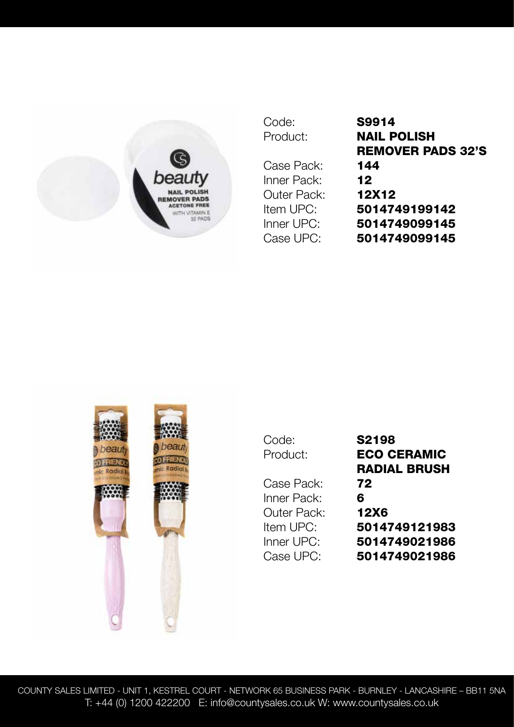Code: **S9914**
Product: **NAIL POLISH REMOVER PADS 32'S**
Case Pack: **144**
Inner Pack: **12**
Outer Pack: **12X12**
Item UPC: **5014749199142**
Inner UPC: **5014749099145**
Case UPC: **5014749099145**

Code: **S2198**
Product: **ECO CERAMIC RADIAL BRUSH**
Case Pack: **72**
Inner Pack: **6**
Outer Pack: **12X6**
Item UPC: **5014749121983**
Inner UPC: **5014749021986**
Case UPC: **5014749021986**

COUNTY SALES LIMITED - UNIT 1, KESTREL COURT - NETWORK 65 BUSINESS PARK - BURNLEY - LANCASHIRE – BB11 5NA
T: +44 (0) 1200 422200 E: info@countysales.co.uk W: www.countysales.co.uk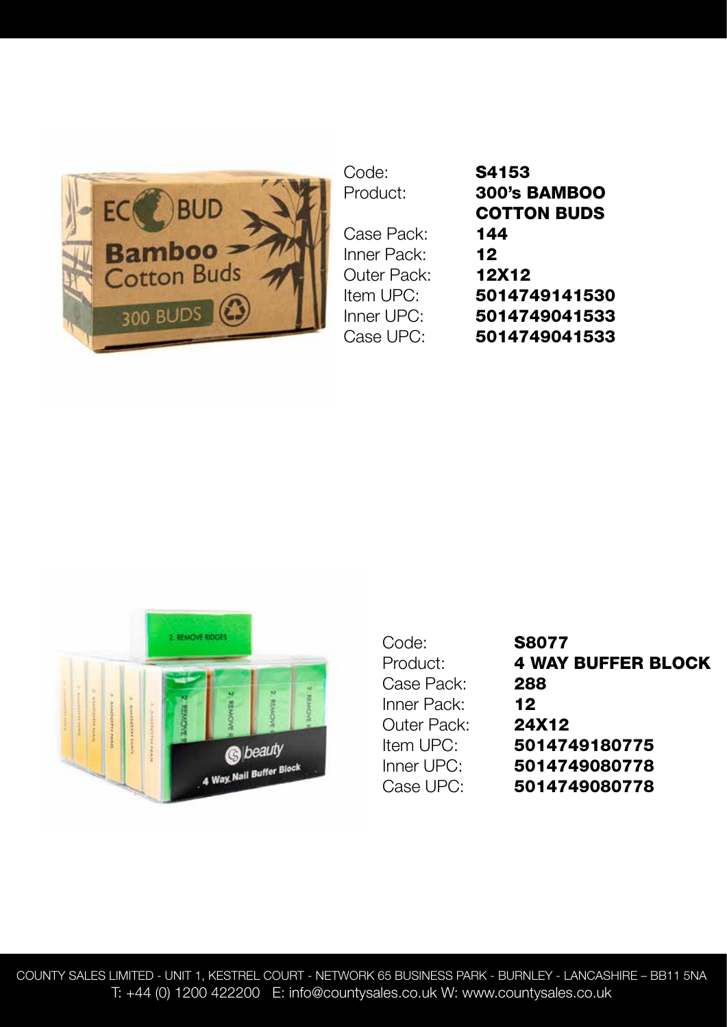| | |
|---|---|
| Code: | **S4153** |
| Product: | **300's BAMBOO COTTON BUDS** |
| Case Pack: | **144** |
| Inner Pack: | **12** |
| Outer Pack: | **12X12** |
| Item UPC: | **5014749141530** |
| Inner UPC: | **5014749041533** |
| Case UPC: | **5014749041533** |

| | |
|---|---|
| Code: | **S8077** |
| Product: | **4 WAY BUFFER BLOCK** |
| Case Pack: | **288** |
| Inner Pack: | **12** |
| Outer Pack: | **24X12** |
| Item UPC: | **5014749180775** |
| Inner UPC: | **5014749080778** |
| Case UPC: | **5014749080778** |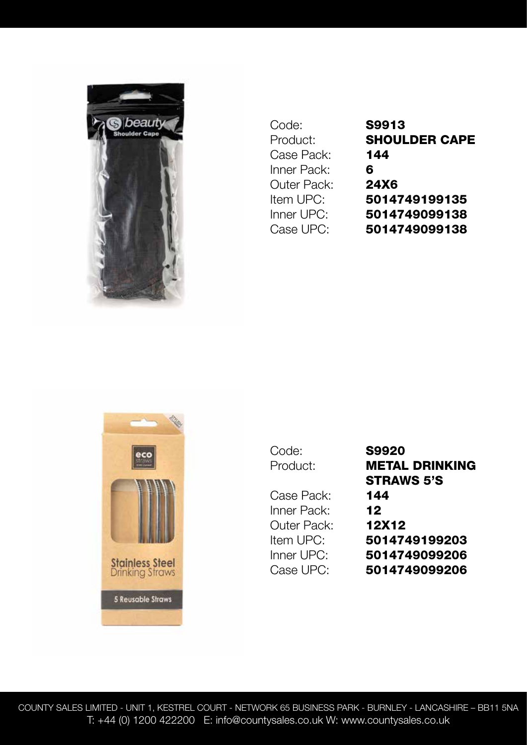| | |
|---|---|
| Code: | **S9913** |
| Product: | **SHOULDER CAPE** |
| Case Pack: | **144** |
| Inner Pack: | **6** |
| Outer Pack: | **24X6** |
| Item UPC: | **5014749199135** |
| Inner UPC: | **5014749099138** |
| Case UPC: | **5014749099138** |

| | |
|---|---|
| Code: | **S9920** |
| Product: | **METAL DRINKING STRAWS 5'S** |
| Case Pack: | **144** |
| Inner Pack: | **12** |
| Outer Pack: | **12X12** |
| Item UPC: | **5014749199203** |
| Inner UPC: | **5014749099206** |
| Case UPC: | **5014749099206** |

COUNTY SALES LIMITED - UNIT 1, KESTREL COURT - NETWORK 65 BUSINESS PARK - BURNLEY - LANCASHIRE – BB11 5NA
T: +44 (0) 1200 422200 E: info@countysales.co.uk W: www.countysales.co.uk